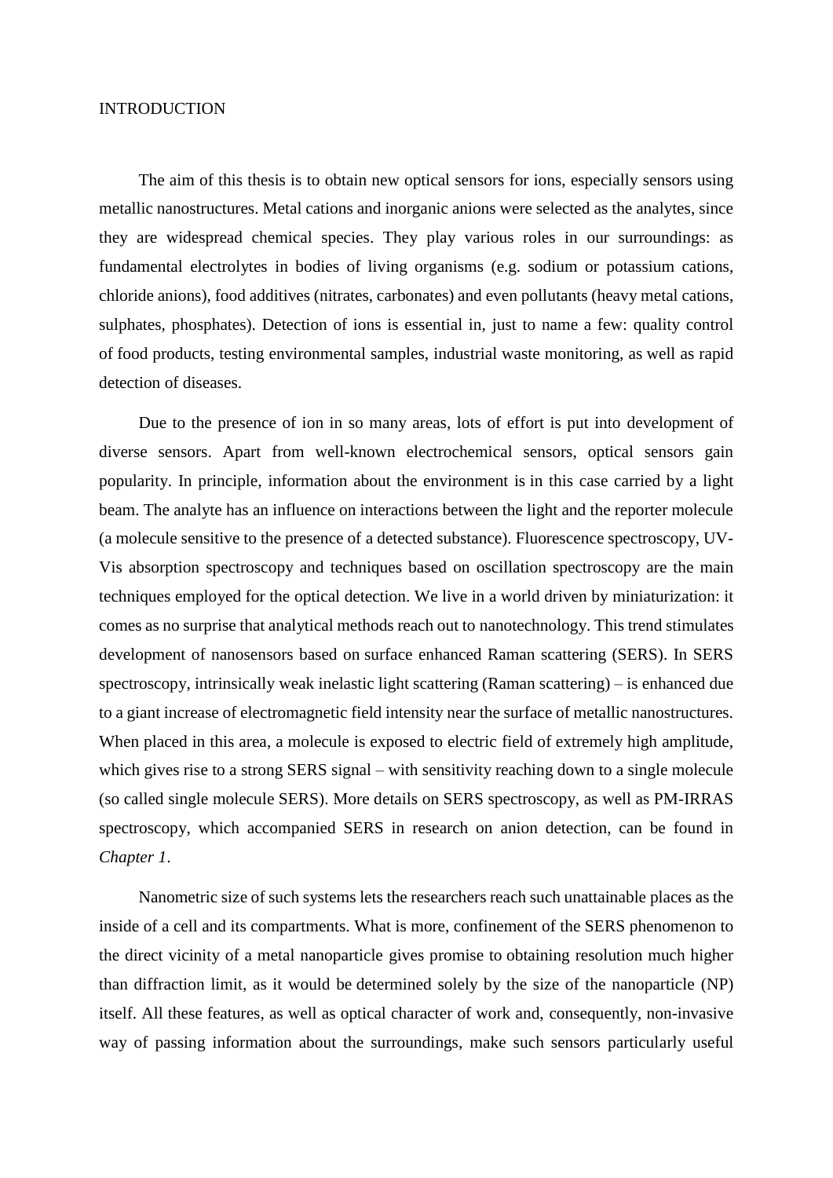# INTRODUCTION

The aim of this thesis is to obtain new optical sensors for ions, especially sensors using metallic nanostructures. Metal cations and inorganic anions were selected as the analytes, since they are widespread chemical species. They play various roles in our surroundings: as fundamental electrolytes in bodies of living organisms (e.g. sodium or potassium cations, chloride anions), food additives (nitrates, carbonates) and even pollutants (heavy metal cations, sulphates, phosphates). Detection of ions is essential in, just to name a few: quality control of food products, testing environmental samples, industrial waste monitoring, as well as rapid detection of diseases.

Due to the presence of ion in so many areas, lots of effort is put into development of diverse sensors. Apart from well-known electrochemical sensors, optical sensors gain popularity. In principle, information about the environment is in this case carried by a light beam. The analyte has an influence on interactions between the light and the reporter molecule (a molecule sensitive to the presence of a detected substance). Fluorescence spectroscopy, UV-Vis absorption spectroscopy and techniques based on oscillation spectroscopy are the main techniques employed for the optical detection. We live in a world driven by miniaturization: it comes as no surprise that analytical methods reach out to nanotechnology. This trend stimulates development of nanosensors based on surface enhanced Raman scattering (SERS). In SERS spectroscopy, intrinsically weak inelastic light scattering (Raman scattering) – is enhanced due to a giant increase of electromagnetic field intensity near the surface of metallic nanostructures. When placed in this area, a molecule is exposed to electric field of extremely high amplitude, which gives rise to a strong SERS signal – with sensitivity reaching down to a single molecule (so called single molecule SERS). More details on SERS spectroscopy, as well as PM-IRRAS spectroscopy, which accompanied SERS in research on anion detection, can be found in *Chapter 1*.

Nanometric size of such systems lets the researchers reach such unattainable places as the inside of a cell and its compartments. What is more, confinement of the SERS phenomenon to the direct vicinity of a metal nanoparticle gives promise to obtaining resolution much higher than diffraction limit, as it would be determined solely by the size of the nanoparticle (NP) itself. All these features, as well as optical character of work and, consequently, non-invasive way of passing information about the surroundings, make such sensors particularly useful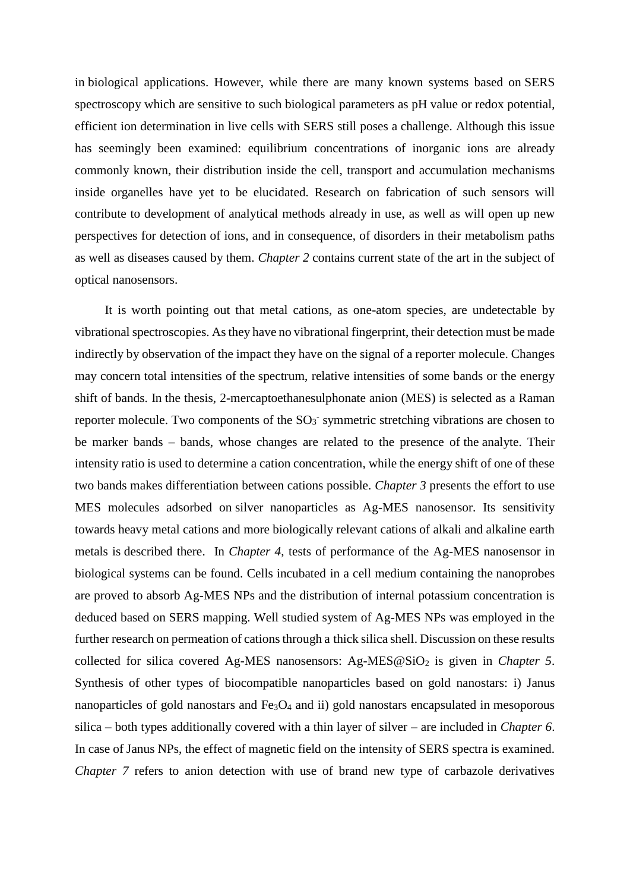in biological applications. However, while there are many known systems based on SERS spectroscopy which are sensitive to such biological parameters as pH value or redox potential, efficient ion determination in live cells with SERS still poses a challenge. Although this issue has seemingly been examined: equilibrium concentrations of inorganic ions are already commonly known, their distribution inside the cell, transport and accumulation mechanisms inside organelles have yet to be elucidated. Research on fabrication of such sensors will contribute to development of analytical methods already in use, as well as will open up new perspectives for detection of ions, and in consequence, of disorders in their metabolism paths as well as diseases caused by them. *Chapter 2* contains current state of the art in the subject of optical nanosensors.

It is worth pointing out that metal cations, as one-atom species, are undetectable by vibrational spectroscopies. As they have no vibrational fingerprint, their detection must be made indirectly by observation of the impact they have on the signal of a reporter molecule. Changes may concern total intensities of the spectrum, relative intensities of some bands or the energy shift of bands. In the thesis, 2-mercaptoethanesulphonate anion (MES) is selected as a Raman reporter molecule. Two components of the $SO_3^-$ symmetric stretching vibrations are chosen to be marker bands – bands, whose changes are related to the presence of the analyte. Their intensity ratio is used to determine a cation concentration, while the energy shift of one of these two bands makes differentiation between cations possible. *Chapter 3* presents the effort to use MES molecules adsorbed on silver nanoparticles as Ag-MES nanosensor. Its sensitivity towards heavy metal cations and more biologically relevant cations of alkali and alkaline earth metals is described there. In *Chapter 4*, tests of performance of the Ag-MES nanosensor in biological systems can be found. Cells incubated in a cell medium containing the nanoprobes are proved to absorb Ag-MES NPs and the distribution of internal potassium concentration is deduced based on SERS mapping. Well studied system of Ag-MES NPs was employed in the further research on permeation of cations through a thick silica shell. Discussion on these results collected for silica covered Ag-MES nanosensors: Ag-MES@$SiO_2$ is given in *Chapter 5*. Synthesis of other types of biocompatible nanoparticles based on gold nanostars: i) Janus nanoparticles of gold nanostars and $Fe_3O_4$ and ii) gold nanostars encapsulated in mesoporous silica – both types additionally covered with a thin layer of silver – are included in *Chapter 6*. In case of Janus NPs, the effect of magnetic field on the intensity of SERS spectra is examined. *Chapter 7* refers to anion detection with use of brand new type of carbazole derivatives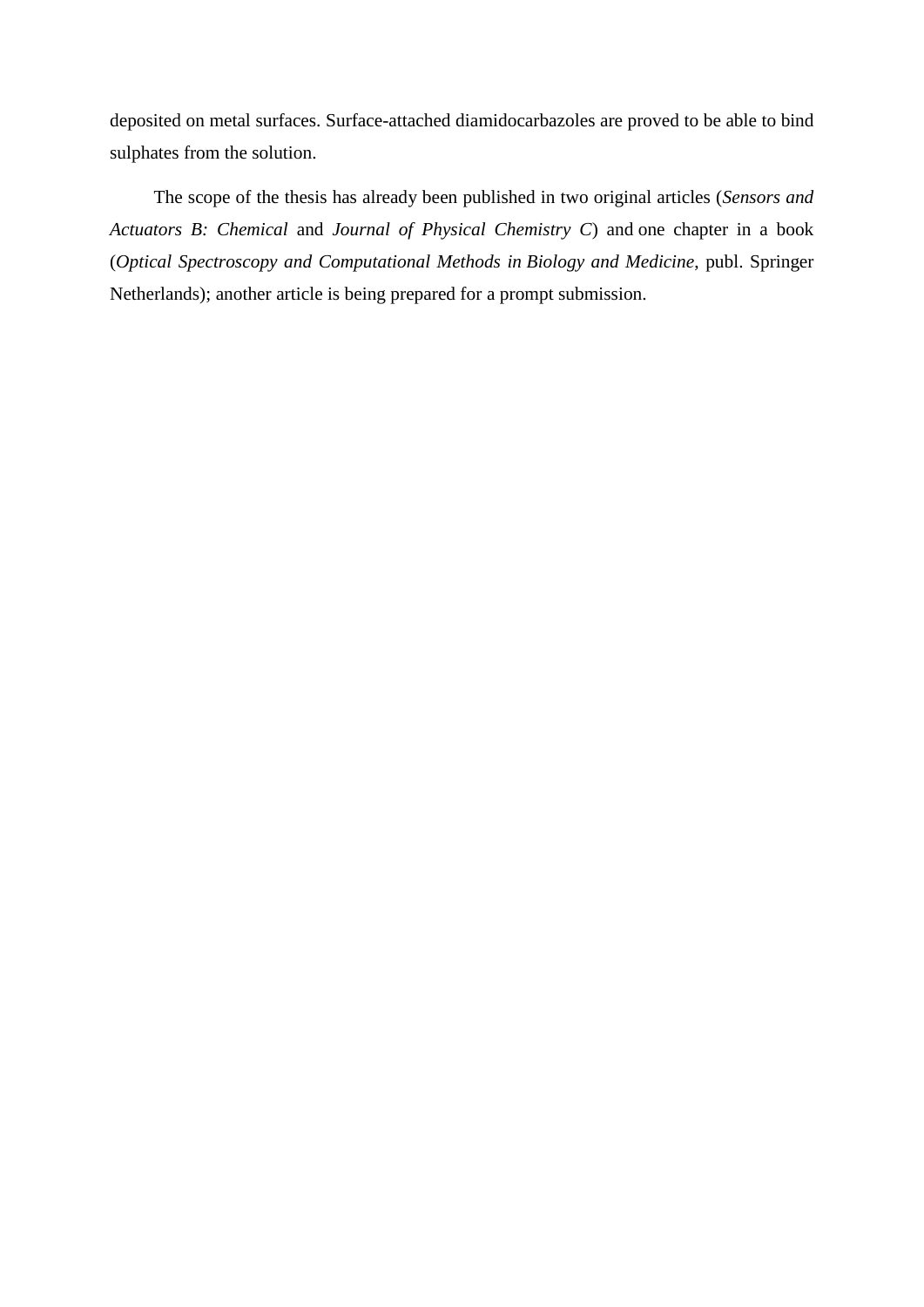deposited on metal surfaces. Surface-attached diamidocarbazoles are proved to be able to bind sulphates from the solution.

The scope of the thesis has already been published in two original articles (*Sensors and Actuators B: Chemical* and *Journal of Physical Chemistry C*) and one chapter in a book (*Optical Spectroscopy and Computational Methods in Biology and Medicine*, publ. Springer Netherlands); another article is being prepared for a prompt submission.